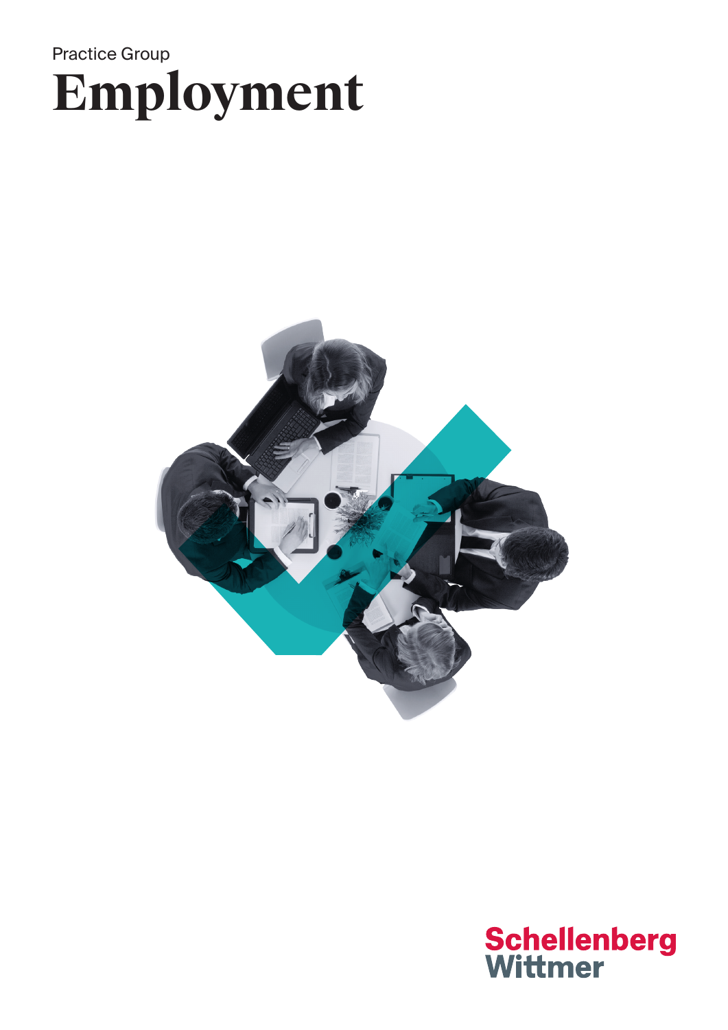Practice Group

# Employment

Schellenberg Wittmer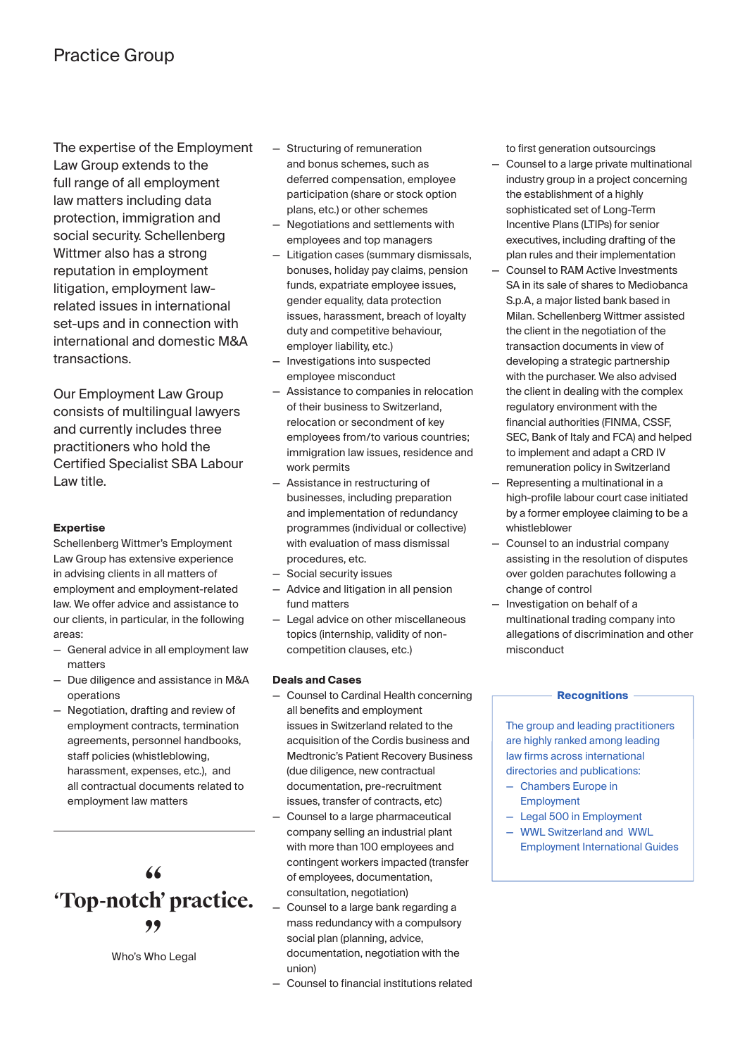# Practice Group

The expertise of the Employment Law Group extends to the full range of all employment law matters including data protection, immigration and social security. Schellenberg Wittmer also has a strong reputation in employment litigation, employment law-related issues in international set-ups and in connection with international and domestic M&A transactions.

Our Employment Law Group consists of multilingual lawyers and currently includes three practitioners who hold the Certified Specialist SBA Labour Law title.

### Expertise

Schellenberg Wittmer's Employment Law Group has extensive experience in advising clients in all matters of employment and employment-related law. We offer advice and assistance to our clients, in particular, in the following areas:

- General advice in all employment law matters
- Due diligence and assistance in M&A operations
- Negotiation, drafting and review of employment contracts, termination agreements, personnel handbooks, staff policies (whistleblowing, harassment, expenses, etc.), and all contractual documents related to employment law matters
- Structuring of remuneration and bonus schemes, such as deferred compensation, employee participation (share or stock option plans, etc.) or other schemes
- Negotiations and settlements with employees and top managers
- Litigation cases (summary dismissals, bonuses, holiday pay claims, pension funds, expatriate employee issues, gender equality, data protection issues, harassment, breach of loyalty duty and competitive behaviour, employer liability, etc.)
- Investigations into suspected employee misconduct
- Assistance to companies in relocation of their business to Switzerland, relocation or secondment of key employees from/to various countries; immigration law issues, residence and work permits
- Assistance in restructuring of businesses, including preparation and implementation of redundancy programmes (individual or collective) with evaluation of mass dismissal procedures, etc.
- Social security issues
- Advice and litigation in all pension fund matters
- Legal advice on other miscellaneous topics (internship, validity of non-competition clauses, etc.)

> “
> **‘Top-notch’ practice.**
> ”
>
> Who's Who Legal

### Deals and Cases

- Counsel to Cardinal Health concerning all benefits and employment issues in Switzerland related to the acquisition of the Cordis business and Medtronic's Patient Recovery Business (due diligence, new contractual documentation, pre-recruitment issues, transfer of contracts, etc)
- Counsel to a large pharmaceutical company selling an industrial plant with more than 100 employees and contingent workers impacted (transfer of employees, documentation, consultation, negotiation)
- Counsel to a large bank regarding a mass redundancy with a compulsory social plan (planning, advice, documentation, negotiation with the union)
- Counsel to financial institutions related to first generation outsourcings
- Counsel to a large private multinational industry group in a project concerning the establishment of a highly sophisticated set of Long-Term Incentive Plans (LTIPs) for senior executives, including drafting of the plan rules and their implementation
- Counsel to RAM Active Investments SA in its sale of shares to Mediobanca S.p.A, a major listed bank based in Milan. Schellenberg Wittmer assisted the client in the negotiation of the transaction documents in view of developing a strategic partnership with the purchaser. We also advised the client in dealing with the complex regulatory environment with the financial authorities (FINMA, CSSF, SEC, Bank of Italy and FCA) and helped to implement and adapt a CRD IV remuneration policy in Switzerland
- Representing a multinational in a high-profile labour court case initiated by a former employee claiming to be a whistleblower
- Counsel to an industrial company assisting in the resolution of disputes over golden parachutes following a change of control
- Investigation on behalf of a multinational trading company into allegations of discrimination and other misconduct

### Recognitions

The group and leading practitioners are highly ranked among leading law firms across international directories and publications:

- Chambers Europe in Employment
- Legal 500 in Employment
- WWL Switzerland and WWL Employment International Guides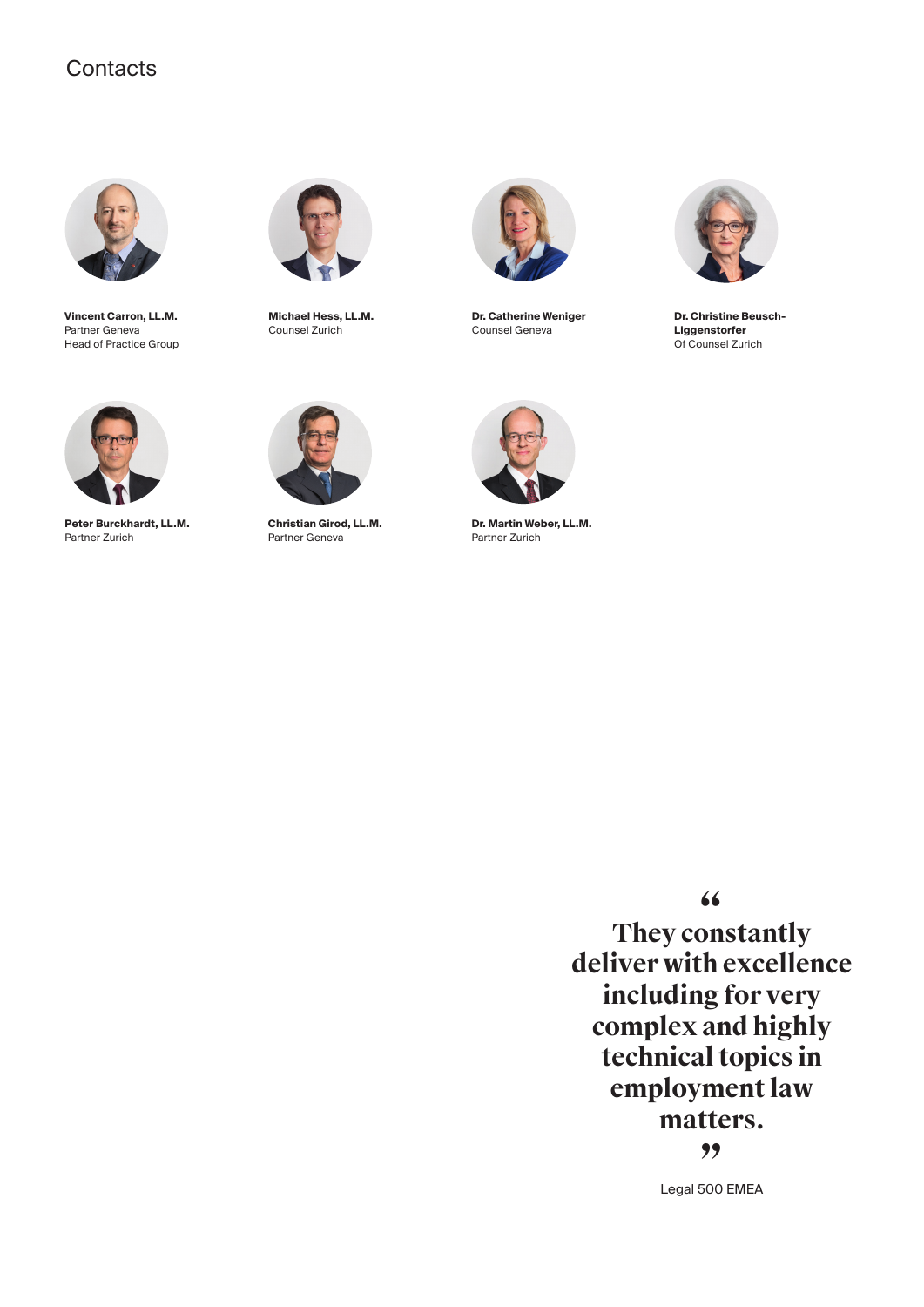# Contacts

**Vincent Carron, LL.M.**
Partner Geneva
Head of Practice Group

**Michael Hess, LL.M.**
Counsel Zurich

**Dr. Catherine Weniger**
Counsel Geneva

**Dr. Christine Beusch-Liggenstorfer**
Of Counsel Zurich

**Peter Burckhardt, LL.M.**
Partner Zurich

**Christian Girod, LL.M.**
Partner Geneva

**Dr. Martin Weber, LL.M.**
Partner Zurich

> **“They constantly deliver with excellence including for very complex and highly technical topics in employment law matters.”**
>
> Legal 500 EMEA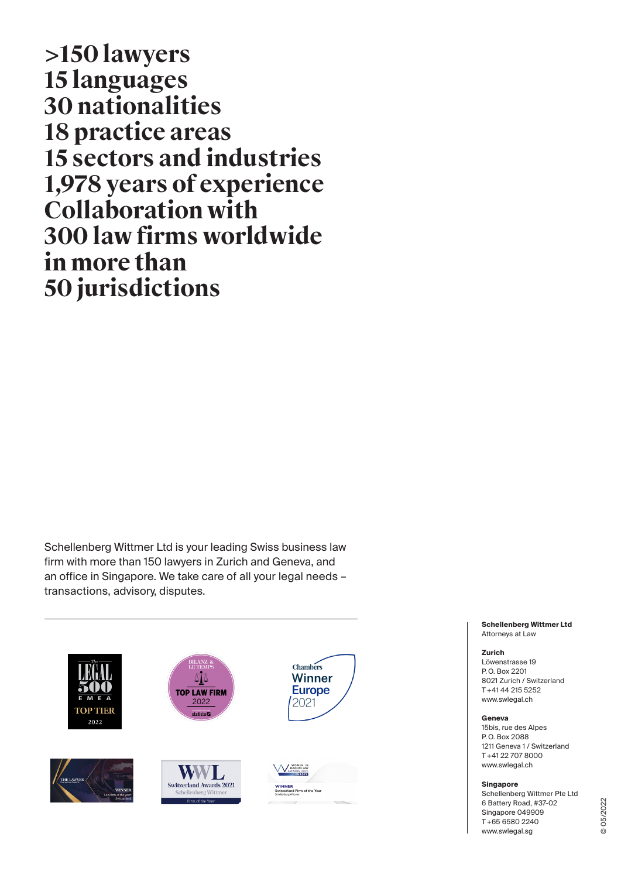# >150 lawyers
# 15 languages
# 30 nationalities
# 18 practice areas
# 15 sectors and industries
# 1,978 years of experience
# Collaboration with 300 law firms worldwide in more than 50 jurisdictions

Schellenberg Wittmer Ltd is your leading Swiss business law firm with more than 150 lawyers in Zurich and Geneva, and an office in Singapore. We take care of all your legal needs – transactions, advisory, disputes.

**Schellenberg Wittmer Ltd**
Attorneys at Law

**Zurich**
Löwenstrasse 19
P. O. Box 2201
8021 Zurich / Switzerland
T +41 44 215 5252
www.swlegal.ch

**Geneva**
15bis, rue des Alpes
P. O. Box 2088
1211 Geneva 1 / Switzerland
T +41 22 707 8000
www.swlegal.ch

**Singapore**
Schellenberg Wittmer Pte Ltd
6 Battery Road, #37-02
Singapore 049909
T +65 6580 2240
www.swlegal.sg

© 05/2022